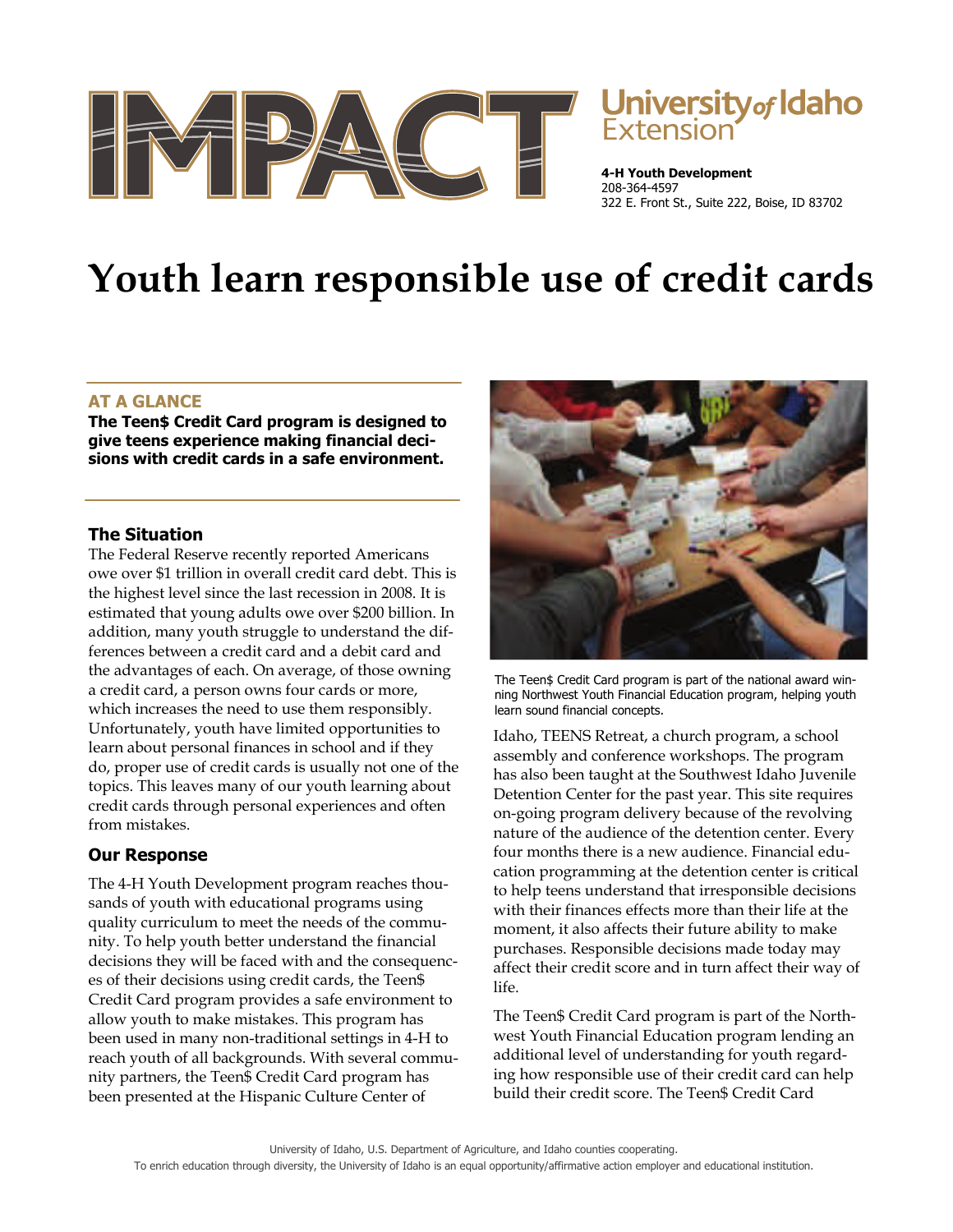# IMPACT

University *of* Idaho Extension

**4-H Youth Development**
208-364-4597
322 E. Front St., Suite 222, Boise, ID 83702

# Youth learn responsible use of credit cards

## AT A GLANCE

**The Teen$ Credit Card program is designed to give teens experience making financial decisions with credit cards in a safe environment.**

### The Situation

The Federal Reserve recently reported Americans owe over $1 trillion in overall credit card debt. This is the highest level since the last recession in 2008. It is estimated that young adults owe over $200 billion. In addition, many youth struggle to understand the differences between a credit card and a debit card and the advantages of each. On average, of those owning a credit card, a person owns four cards or more, which increases the need to use them responsibly. Unfortunately, youth have limited opportunities to learn about personal finances in school and if they do, proper use of credit cards is usually not one of the topics. This leaves many of our youth learning about credit cards through personal experiences and often from mistakes.

### Our Response

The 4-H Youth Development program reaches thousands of youth with educational programs using quality curriculum to meet the needs of the community. To help youth better understand the financial decisions they will be faced with and the consequences of their decisions using credit cards, the Teen$ Credit Card program provides a safe environment to allow youth to make mistakes. This program has been used in many non-traditional settings in 4-H to reach youth of all backgrounds. With several community partners, the Teen$ Credit Card program has been presented at the Hispanic Culture Center of Idaho, TEENS Retreat, a church program, a school assembly and conference workshops. The program has also been taught at the Southwest Idaho Juvenile Detention Center for the past year. This site requires on-going program delivery because of the revolving nature of the audience of the detention center. Every four months there is a new audience. Financial education programming at the detention center is critical to help teens understand that irresponsible decisions with their finances effects more than their life at the moment, it also affects their future ability to make purchases. Responsible decisions made today may affect their credit score and in turn affect their way of life.

The Teen$ Credit Card program is part of the national award winning Northwest Youth Financial Education program, helping youth learn sound financial concepts.

The Teen$ Credit Card program is part of the Northwest Youth Financial Education program lending an additional level of understanding for youth regarding how responsible use of their credit card can help build their credit score. The Teen$ Credit Card

University of Idaho, U.S. Department of Agriculture, and Idaho counties cooperating.
To enrich education through diversity, the University of Idaho is an equal opportunity/affirmative action employer and educational institution.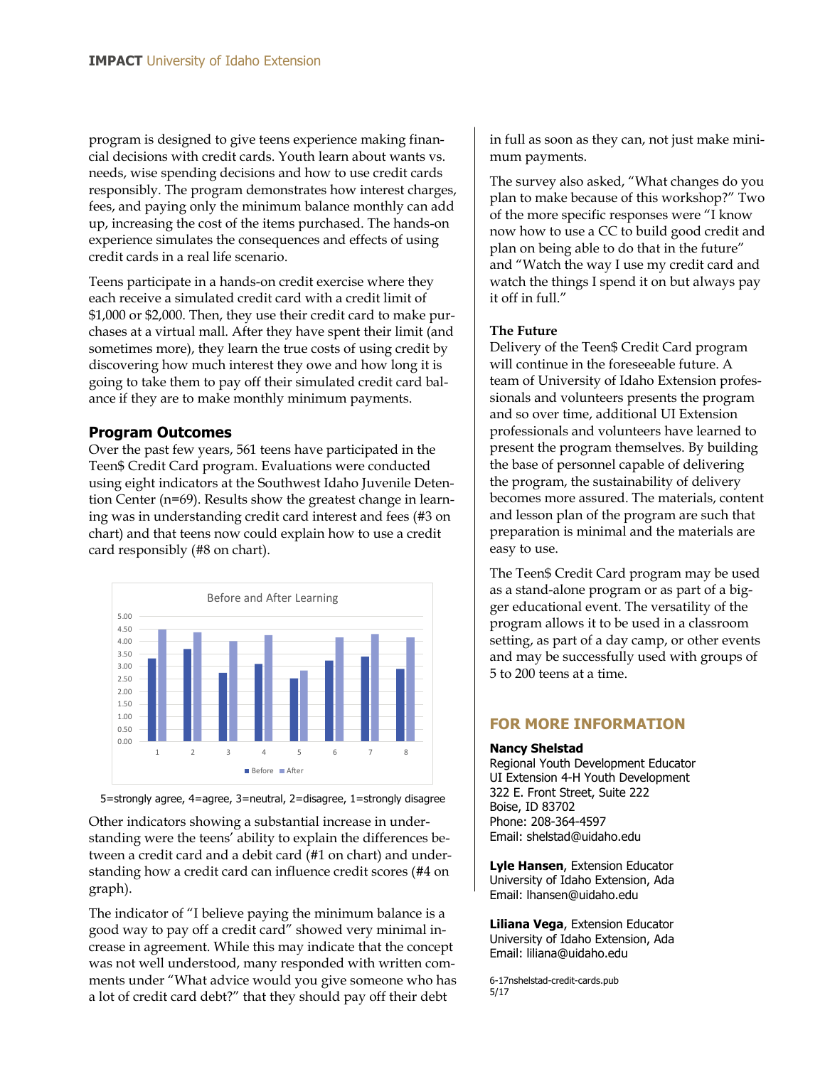program is designed to give teens experience making financial decisions with credit cards. Youth learn about wants vs. needs, wise spending decisions and how to use credit cards responsibly. The program demonstrates how interest charges, fees, and paying only the minimum balance monthly can add up, increasing the cost of the items purchased. The hands-on experience simulates the consequences and effects of using credit cards in a real life scenario.

Teens participate in a hands-on credit exercise where they each receive a simulated credit card with a credit limit of $1,000 or $2,000. Then, they use their credit card to make purchases at a virtual mall. After they have spent their limit (and sometimes more), they learn the true costs of using credit by discovering how much interest they owe and how long it is going to take them to pay off their simulated credit card balance if they are to make monthly minimum payments.

## Program Outcomes

Over the past few years, 561 teens have participated in the Teen$ Credit Card program. Evaluations were conducted using eight indicators at the Southwest Idaho Juvenile Detention Center (n=69). Results show the greatest change in learning was in understanding credit card interest and fees (#3 on chart) and that teens now could explain how to use a credit card responsibly (#8 on chart).

Before and After Learning

5.00
4.50
4.00
3.50
3.00
2.50
2.00
1.50
1.00
0.50
0.00

1 2 3 4 5 6 7 8

Before After

5=strongly agree, 4=agree, 3=neutral, 2=disagree, 1=strongly disagree

Other indicators showing a substantial increase in understanding were the teens' ability to explain the differences between a credit card and a debit card (#1 on chart) and understanding how a credit card can influence credit scores (#4 on graph).

The indicator of "I believe paying the minimum balance is a good way to pay off a credit card" showed very minimal increase in agreement. While this may indicate that the concept was not well understood, many responded with written comments under "What advice would you give someone who has a lot of credit card debt?" that they should pay off their debt in full as soon as they can, not just make minimum payments.

The survey also asked, "What changes do you plan to make because of this workshop?" Two of the more specific responses were "I know now how to use a CC to build good credit and plan on being able to do that in the future" and "Watch the way I use my credit card and watch the things I spend it on but always pay it off in full."

**The Future**

Delivery of the Teen$ Credit Card program will continue in the foreseeable future. A team of University of Idaho Extension professionals and volunteers presents the program and so over time, additional UI Extension professionals and volunteers have learned to present the program themselves. By building the base of personnel capable of delivering the program, the sustainability of delivery becomes more assured. The materials, content and lesson plan of the program are such that preparation is minimal and the materials are easy to use.

The Teen$ Credit Card program may be used as a stand-alone program or as part of a bigger educational event. The versatility of the program allows it to be used in a classroom setting, as part of a day camp, or other events and may be successfully used with groups of 5 to 200 teens at a time.

## FOR MORE INFORMATION

**Nancy Shelstad**
Regional Youth Development Educator
UI Extension 4-H Youth Development
322 E. Front Street, Suite 222
Boise, ID 83702
Phone: 208-364-4597
Email: shelstad@uidaho.edu

**Lyle Hansen**, Extension Educator
University of Idaho Extension, Ada
Email: lhansen@uidaho.edu

**Liliana Vega**, Extension Educator
University of Idaho Extension, Ada
Email: liliana@uidaho.edu

6-17nshelstad-credit-cards.pub
5/17